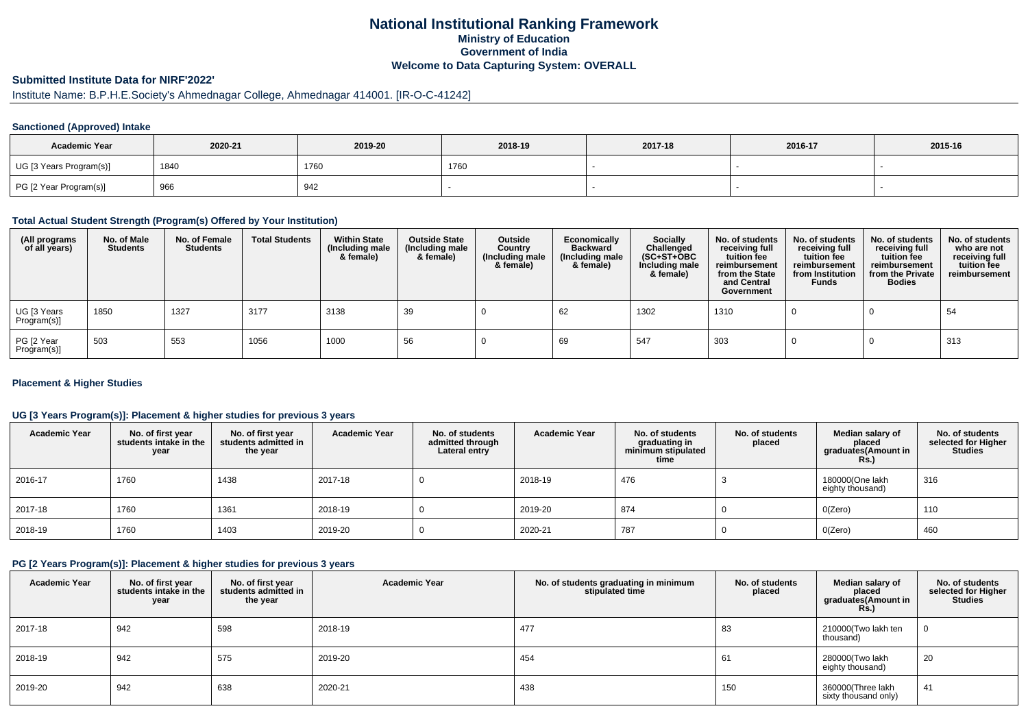# National Institutional Ranking Framework
## Ministry of Education
## Government of India
## Welcome to Data Capturing System: OVERALL

### Submitted Institute Data for NIRF'2022'

Institute Name: B.P.H.E.Society's Ahmednagar College, Ahmednagar 414001. [IR-O-C-41242]

#### Sanctioned (Approved) Intake

| Academic Year | 2020-21 | 2019-20 | 2018-19 | 2017-18 | 2016-17 | 2015-16 |
|---|---|---|---|---|---|---|
| UG [3 Years Program(s)] | 1840 | 1760 | 1760 | - | - | - |
| PG [2 Year Program(s)] | 966 | 942 | - | - | - | - |

#### Total Actual Student Strength (Program(s) Offered by Your Institution)

| (All programs of all years) | No. of Male Students | No. of Female Students | Total Students | Within State (Including male & female) | Outside State (Including male & female) | Outside Country (Including male & female) | Economically Backward (Including male & female) | Socially Challenged (SC+ST+OBC Including male & female) | No. of students receiving full tuition fee reimbursement from the State and Central Government | No. of students receiving full tuition fee reimbursement from Institution Funds | No. of students receiving full tuition fee reimbursement from the Private Bodies | No. of students who are not receiving full tuition fee reimbursement |
|---|---|---|---|---|---|---|---|---|---|---|---|---|
| UG [3 Years Program(s)] | 1850 | 1327 | 3177 | 3138 | 39 | 0 | 62 | 1302 | 1310 | 0 | 0 | 54 |
| PG [2 Year Program(s)] | 503 | 553 | 1056 | 1000 | 56 | 0 | 69 | 547 | 303 | 0 | 0 | 313 |

#### Placement & Higher Studies

#### UG [3 Years Program(s)]: Placement & higher studies for previous 3 years

| Academic Year | No. of first year students intake in the year | No. of first year students admitted in the year | Academic Year | No. of students admitted through Lateral entry | Academic Year | No. of students graduating in minimum stipulated time | No. of students placed | Median salary of placed graduates(Amount in Rs.) | No. of students selected for Higher Studies |
|---|---|---|---|---|---|---|---|---|---|
| 2016-17 | 1760 | 1438 | 2017-18 | 0 | 2018-19 | 476 | 3 | 180000(One lakh eighty thousand) | 316 |
| 2017-18 | 1760 | 1361 | 2018-19 | 0 | 2019-20 | 874 | 0 | 0(Zero) | 110 |
| 2018-19 | 1760 | 1403 | 2019-20 | 0 | 2020-21 | 787 | 0 | 0(Zero) | 460 |

#### PG [2 Years Program(s)]: Placement & higher studies for previous 3 years

| Academic Year | No. of first year students intake in the year | No. of first year students admitted in the year | Academic Year | No. of students graduating in minimum stipulated time | No. of students placed | Median salary of placed graduates(Amount in Rs.) | No. of students selected for Higher Studies |
|---|---|---|---|---|---|---|---|
| 2017-18 | 942 | 598 | 2018-19 | 477 | 83 | 210000(Two lakh ten thousand) | 0 |
| 2018-19 | 942 | 575 | 2019-20 | 454 | 61 | 280000(Two lakh eighty thousand) | 20 |
| 2019-20 | 942 | 638 | 2020-21 | 438 | 150 | 360000(Three lakh sixty thousand only) | 41 |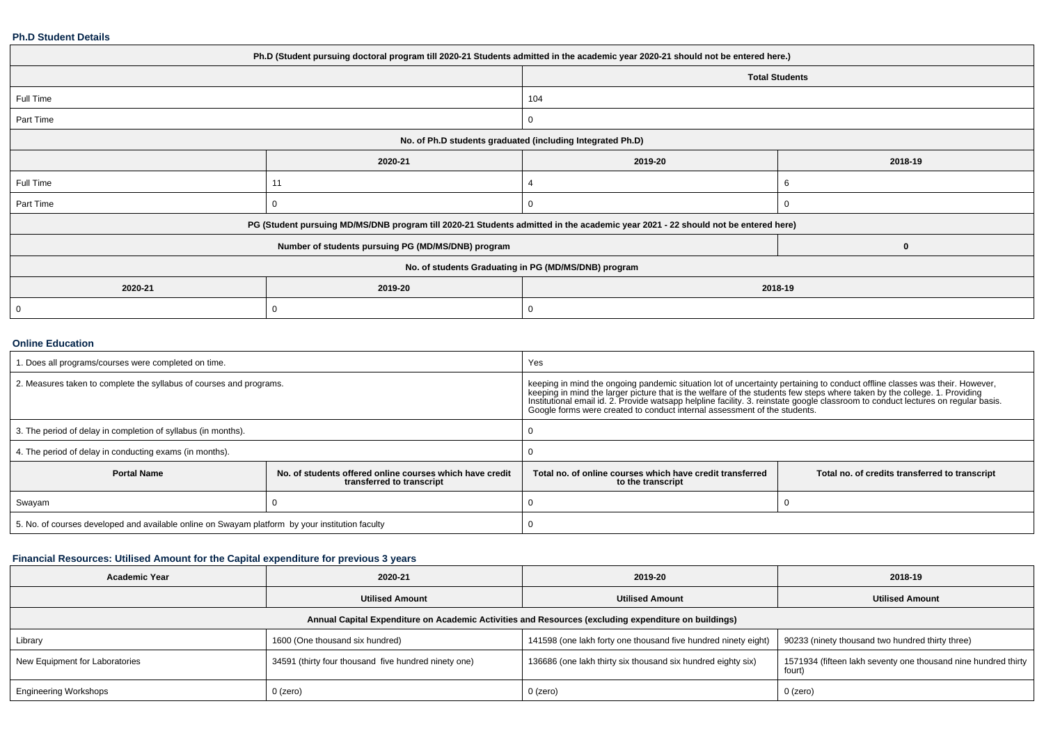### Ph.D Student Details

| Ph.D (Student pursuing doctoral program till 2020-21 Students admitted in the academic year 2020-21 should not be entered here.) | | | |
|---|---|---|---|
| | Total Students | | |
| Full Time | 104 | | |
| Part Time | 0 | | |
| No. of Ph.D students graduated (including Integrated Ph.D) | | | |
| | 2020-21 | 2019-20 | 2018-19 |
| Full Time | 11 | 4 | 6 |
| Part Time | 0 | 0 | 0 |
| PG (Student pursuing MD/MS/DNB program till 2020-21 Students admitted in the academic year 2021 - 22 should not be entered here) | | | |
| Number of students pursuing PG (MD/MS/DNB) program | | | 0 |
| No. of students Graduating in PG (MD/MS/DNB) program | | | |
| 2020-21 | 2019-20 | 2018-19 | |
| 0 | 0 | 0 | |

### Online Education

| 1. Does all programs/courses were completed on time. | | Yes | |
|---|---|---|---|
| 2. Measures taken to complete the syllabus of courses and programs. | | keeping in mind the ongoing pandemic situation lot of uncertainty pertaining to conduct offline classes was their. However, keeping in mind the larger picture that is the welfare of the students few steps where taken by the college. 1. Providing Institutional email id. 2. Provide watsapp helpline facility. 3. reinstate google classroom to conduct lectures on regular basis. Google forms were created to conduct internal assessment of the students. | |
| 3. The period of delay in completion of syllabus (in months). | | 0 | |
| 4. The period of delay in conducting exams (in months). | | 0 | |
| **Portal Name** | **No. of students offered online courses which have credit transferred to transcript** | **Total no. of online courses which have credit transferred to the transcript** | **Total no. of credits transferred to transcript** |
| Swayam | 0 | 0 | 0 |
| 5. No. of courses developed and available online on Swayam platform by your institution faculty | | 0 | |

### Financial Resources: Utilised Amount for the Capital expenditure for previous 3 years

| Academic Year | 2020-21 | 2019-20 | 2018-19 |
|---|---|---|---|
| | Utilised Amount | Utilised Amount | Utilised Amount |
| Annual Capital Expenditure on Academic Activities and Resources (excluding expenditure on buildings) | | | |
| Library | 1600 (One thousand six hundred) | 141598 (one lakh forty one thousand five hundred ninety eight) | 90233 (ninety thousand two hundred thirty three) |
| New Equipment for Laboratories | 34591 (thirty four thousand five hundred ninety one) | 136686 (one lakh thirty six thousand six hundred eighty six) | 1571934 (fifteen lakh seventy one thousand nine hundred thirty fourt) |
| Engineering Workshops | 0 (zero) | 0 (zero) | 0 (zero) |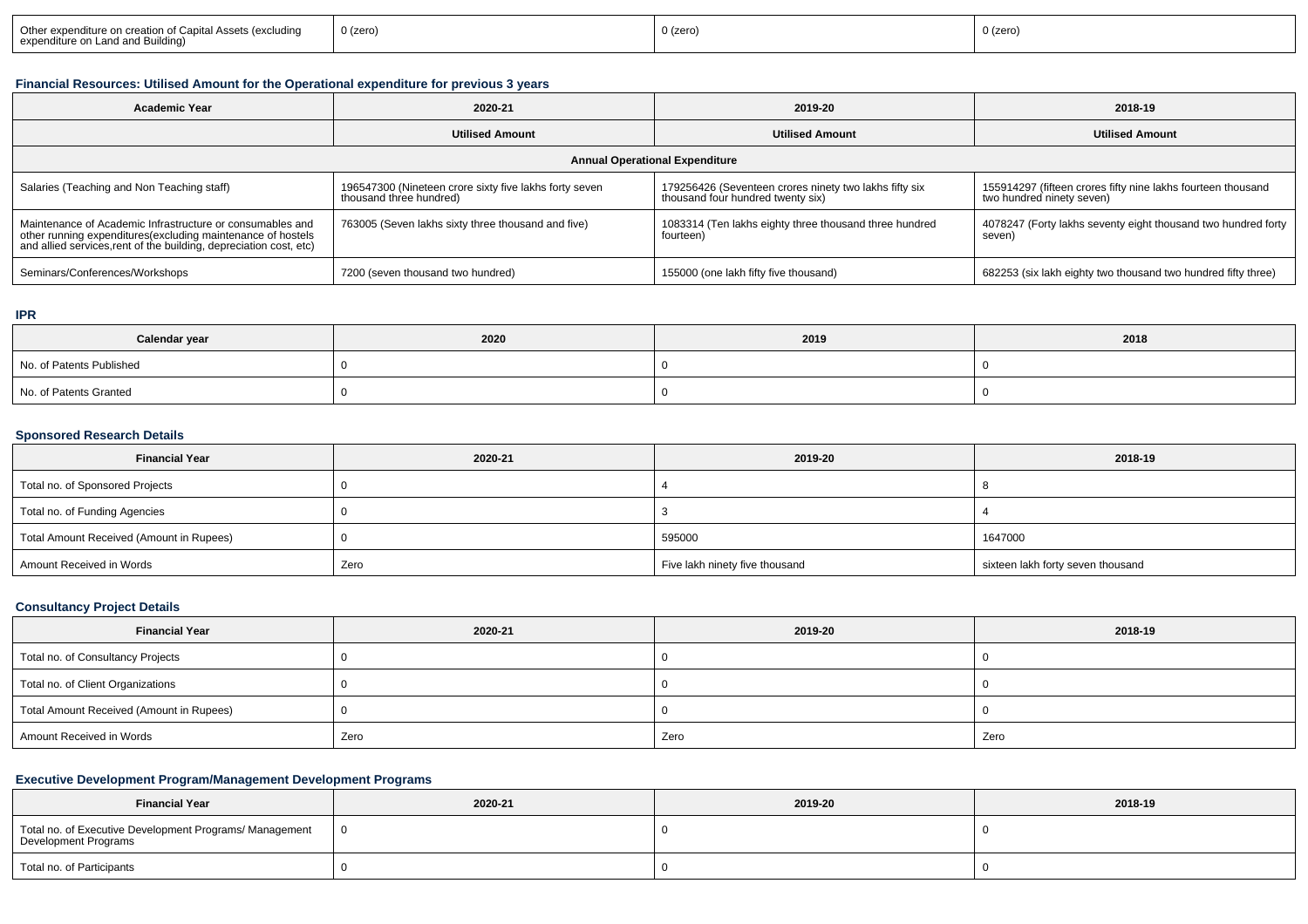| Other expenditure on creation of Capital Assets (excluding expenditure on Land and Building) | 0 (zero) | 0 (zero) | 0 (zero) |
|---|---|---|---|

### Financial Resources: Utilised Amount for the Operational expenditure for previous 3 years

| Academic Year | 2020-21 | 2019-20 | 2018-19 |
|---|---|---|---|
| | Utilised Amount | Utilised Amount | Utilised Amount |
| Annual Operational Expenditure | | | |
| Salaries (Teaching and Non Teaching staff) | 196547300 (Nineteen crore sixty five lakhs forty seven thousand three hundred) | 179256426 (Seventeen crores ninety two lakhs fifty six thousand four hundred twenty six) | 155914297 (fifteen crores fifty nine lakhs fourteen thousand two hundred ninety seven) |
| Maintenance of Academic Infrastructure or consumables and other running expenditures(excluding maintenance of hostels and allied services,rent of the building, depreciation cost, etc) | 763005 (Seven lakhs sixty three thousand and five) | 1083314 (Ten lakhs eighty three thousand three hundred fourteen) | 4078247 (Forty lakhs seventy eight thousand two hundred forty seven) |
| Seminars/Conferences/Workshops | 7200 (seven thousand two hundred) | 155000 (one lakh fifty five thousand) | 682253 (six lakh eighty two thousand two hundred fifty three) |

### IPR

| Calendar year | 2020 | 2019 | 2018 |
|---|---|---|---|
| No. of Patents Published | 0 | 0 | 0 |
| No. of Patents Granted | 0 | 0 | 0 |

### Sponsored Research Details

| Financial Year | 2020-21 | 2019-20 | 2018-19 |
|---|---|---|---|
| Total no. of Sponsored Projects | 0 | 4 | 8 |
| Total no. of Funding Agencies | 0 | 3 | 4 |
| Total Amount Received (Amount in Rupees) | 0 | 595000 | 1647000 |
| Amount Received in Words | Zero | Five lakh ninety five thousand | sixteen lakh forty seven thousand |

### Consultancy Project Details

| Financial Year | 2020-21 | 2019-20 | 2018-19 |
|---|---|---|---|
| Total no. of Consultancy Projects | 0 | 0 | 0 |
| Total no. of Client Organizations | 0 | 0 | 0 |
| Total Amount Received (Amount in Rupees) | 0 | 0 | 0 |
| Amount Received in Words | Zero | Zero | Zero |

### Executive Development Program/Management Development Programs

| Financial Year | 2020-21 | 2019-20 | 2018-19 |
|---|---|---|---|
| Total no. of Executive Development Programs/ Management Development Programs | 0 | 0 | 0 |
| Total no. of Participants | 0 | 0 | 0 |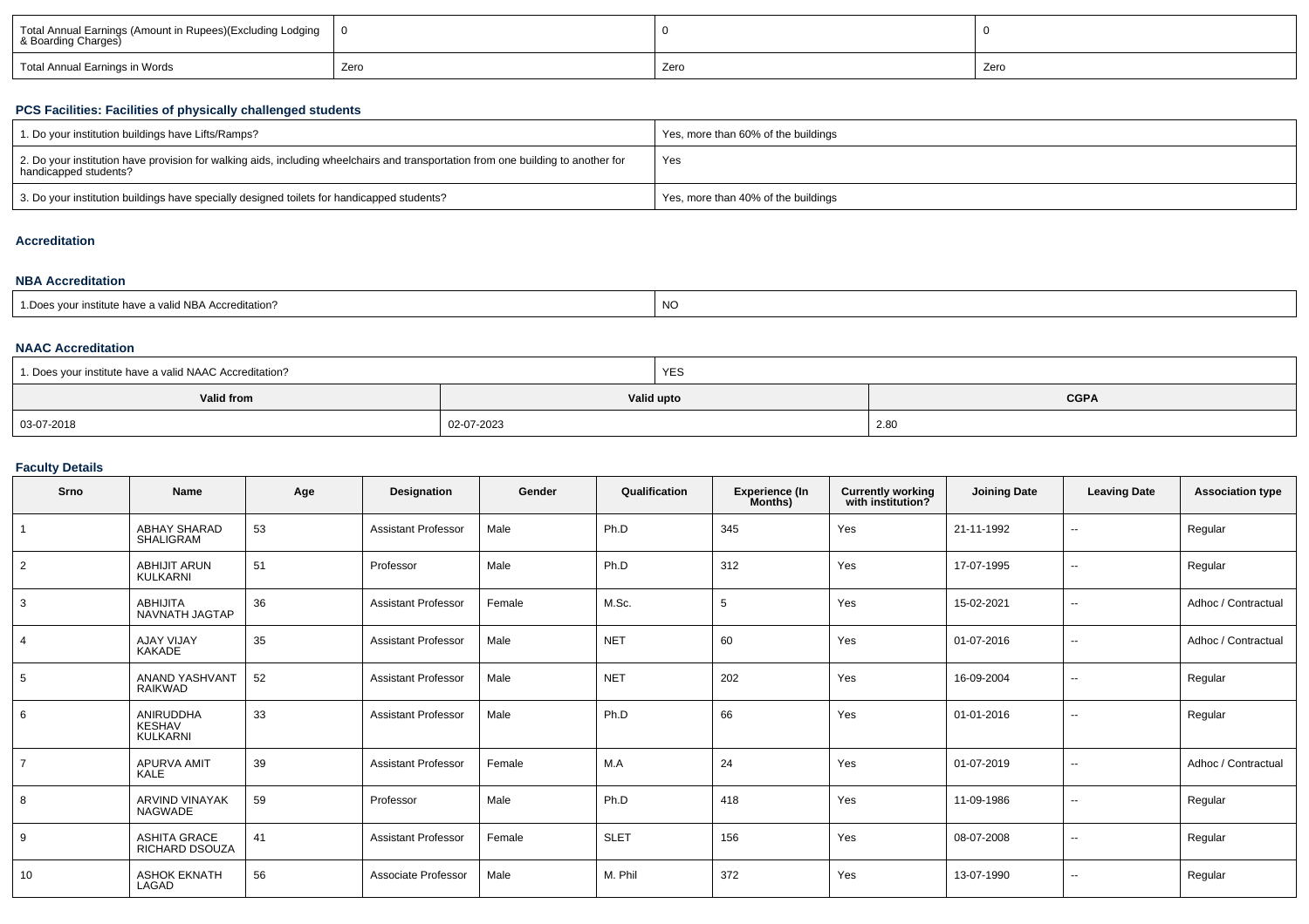| Total Annual Earnings (Amount in Rupees)(Excluding Lodging & Boarding Charges) | 0 | 0 | 0 |
|---|---|---|---|
| Total Annual Earnings in Words | Zero | Zero | Zero |

### PCS Facilities: Facilities of physically challenged students

| 1. Do your institution buildings have Lifts/Ramps? | Yes, more than 60% of the buildings |
|---|---|
| 2. Do your institution have provision for walking aids, including wheelchairs and transportation from one building to another for handicapped students? | Yes |
| 3. Do your institution buildings have specially designed toilets for handicapped students? | Yes, more than 40% of the buildings |

### Accreditation

### NBA Accreditation

| 1.Does your institute have a valid NBA Accreditation? | NO |
|---|---|

### NAAC Accreditation

| 1. Does your institute have a valid NAAC Accreditation? | YES | |
|---|---|---|
| **Valid from** | **Valid upto** | **CGPA** |
| 03-07-2018 | 02-07-2023 | 2.80 |

### Faculty Details

| Srno | Name | Age | Designation | Gender | Qualification | Experience (In Months) | Currently working with institution? | Joining Date | Leaving Date | Association type |
|---|---|---|---|---|---|---|---|---|---|---|
| 1 | ABHAY SHARAD SHALIGRAM | 53 | Assistant Professor | Male | Ph.D | 345 | Yes | 21-11-1992 | -- | Regular |
| 2 | ABHIJIT ARUN KULKARNI | 51 | Professor | Male | Ph.D | 312 | Yes | 17-07-1995 | -- | Regular |
| 3 | ABHIJITA NAVNATH JAGTAP | 36 | Assistant Professor | Female | M.Sc. | 5 | Yes | 15-02-2021 | -- | Adhoc / Contractual |
| 4 | AJAY VIJAY KAKADE | 35 | Assistant Professor | Male | NET | 60 | Yes | 01-07-2016 | -- | Adhoc / Contractual |
| 5 | ANAND YASHVANT RAIKWAD | 52 | Assistant Professor | Male | NET | 202 | Yes | 16-09-2004 | -- | Regular |
| 6 | ANIRUDDHA KESHAV KULKARNI | 33 | Assistant Professor | Male | Ph.D | 66 | Yes | 01-01-2016 | -- | Regular |
| 7 | APURVA AMIT KALE | 39 | Assistant Professor | Female | M.A | 24 | Yes | 01-07-2019 | -- | Adhoc / Contractual |
| 8 | ARVIND VINAYAK NAGWADE | 59 | Professor | Male | Ph.D | 418 | Yes | 11-09-1986 | -- | Regular |
| 9 | ASHITA GRACE RICHARD DSOUZA | 41 | Assistant Professor | Female | SLET | 156 | Yes | 08-07-2008 | -- | Regular |
| 10 | ASHOK EKNATH LAGAD | 56 | Associate Professor | Male | M. Phil | 372 | Yes | 13-07-1990 | -- | Regular |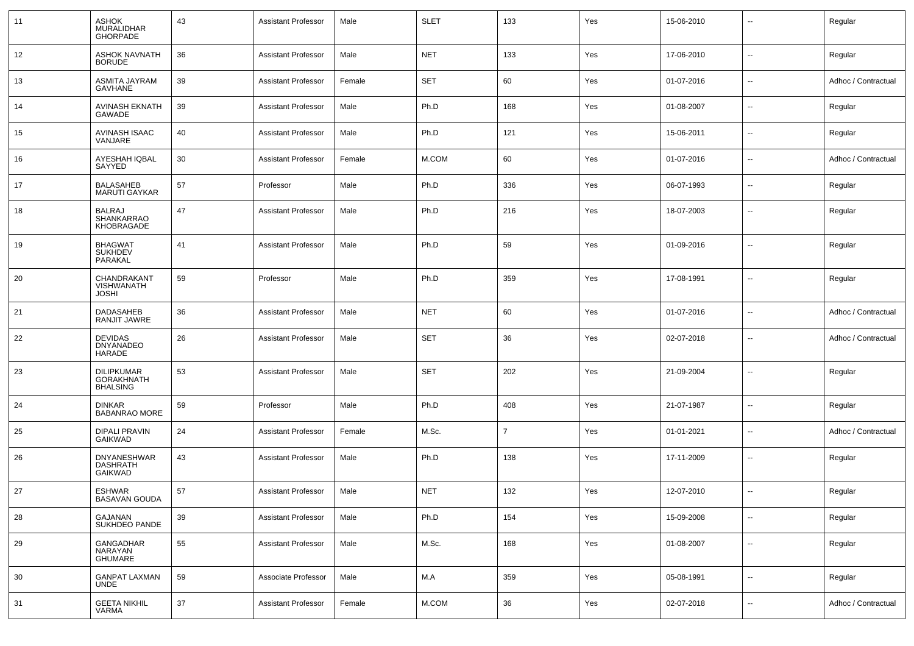| | | | | | | | | | | |
|---|---|---|---|---|---|---|---|---|---|---|
| 11 | ASHOK MURALIDHAR GHORPADE | 43 | Assistant Professor | Male | SLET | 133 | Yes | 15-06-2010 | -- | Regular |
| 12 | ASHOK NAVNATH BORUDE | 36 | Assistant Professor | Male | NET | 133 | Yes | 17-06-2010 | -- | Regular |
| 13 | ASMITA JAYRAM GAVHANE | 39 | Assistant Professor | Female | SET | 60 | Yes | 01-07-2016 | -- | Adhoc / Contractual |
| 14 | AVINASH EKNATH GAWADE | 39 | Assistant Professor | Male | Ph.D | 168 | Yes | 01-08-2007 | -- | Regular |
| 15 | AVINASH ISAAC VANJARE | 40 | Assistant Professor | Male | Ph.D | 121 | Yes | 15-06-2011 | -- | Regular |
| 16 | AYESHAH IQBAL SAYYED | 30 | Assistant Professor | Female | M.COM | 60 | Yes | 01-07-2016 | -- | Adhoc / Contractual |
| 17 | BALASAHEB MARUTI GAYKAR | 57 | Professor | Male | Ph.D | 336 | Yes | 06-07-1993 | -- | Regular |
| 18 | BALRAJ SHANKARRAO KHOBRAGADE | 47 | Assistant Professor | Male | Ph.D | 216 | Yes | 18-07-2003 | -- | Regular |
| 19 | BHAGWAT SUKHDEV PARAKAL | 41 | Assistant Professor | Male | Ph.D | 59 | Yes | 01-09-2016 | -- | Regular |
| 20 | CHANDRAKANT VISHWANATH JOSHI | 59 | Professor | Male | Ph.D | 359 | Yes | 17-08-1991 | -- | Regular |
| 21 | DADASAHEB RANJIT JAWRE | 36 | Assistant Professor | Male | NET | 60 | Yes | 01-07-2016 | -- | Adhoc / Contractual |
| 22 | DEVIDAS DNYANADEO HARADE | 26 | Assistant Professor | Male | SET | 36 | Yes | 02-07-2018 | -- | Adhoc / Contractual |
| 23 | DILIPKUMAR GORAKHNATH BHALSING | 53 | Assistant Professor | Male | SET | 202 | Yes | 21-09-2004 | -- | Regular |
| 24 | DINKAR BABANRAO MORE | 59 | Professor | Male | Ph.D | 408 | Yes | 21-07-1987 | -- | Regular |
| 25 | DIPALI PRAVIN GAIKWAD | 24 | Assistant Professor | Female | M.Sc. | 7 | Yes | 01-01-2021 | -- | Adhoc / Contractual |
| 26 | DNYANESHWAR DASHRATH GAIKWAD | 43 | Assistant Professor | Male | Ph.D | 138 | Yes | 17-11-2009 | -- | Regular |
| 27 | ESHWAR BASAVAN GOUDA | 57 | Assistant Professor | Male | NET | 132 | Yes | 12-07-2010 | -- | Regular |
| 28 | GAJANAN SUKHDEO PANDE | 39 | Assistant Professor | Male | Ph.D | 154 | Yes | 15-09-2008 | -- | Regular |
| 29 | GANGADHAR NARAYAN GHUMARE | 55 | Assistant Professor | Male | M.Sc. | 168 | Yes | 01-08-2007 | -- | Regular |
| 30 | GANPAT LAXMAN UNDE | 59 | Associate Professor | Male | M.A | 359 | Yes | 05-08-1991 | -- | Regular |
| 31 | GEETA NIKHIL VARMA | 37 | Assistant Professor | Female | M.COM | 36 | Yes | 02-07-2018 | -- | Adhoc / Contractual |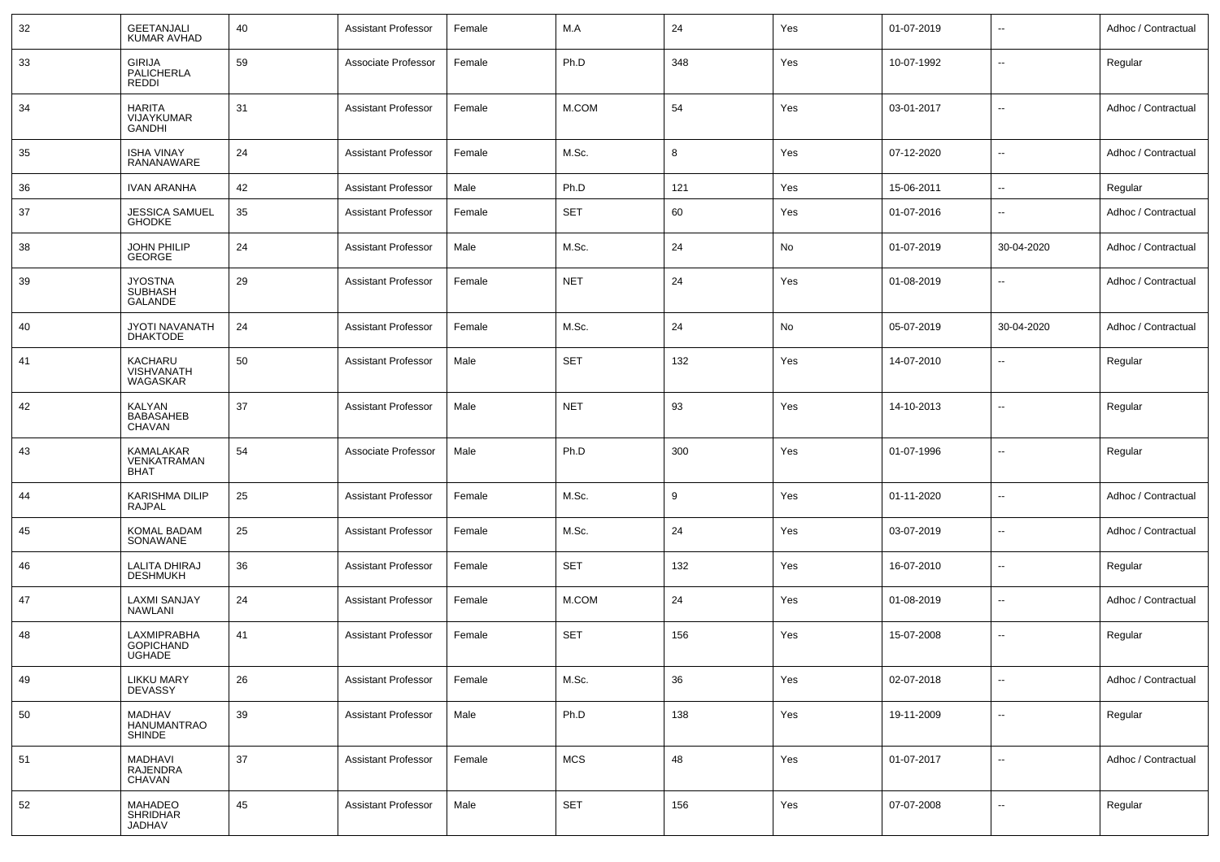| 32 | GEETANJALI KUMAR AVHAD | 40 | Assistant Professor | Female | M.A | 24 | Yes | 01-07-2019 | -- | Adhoc / Contractual |
|---|---|---|---|---|---|---|---|---|---|---|
| 33 | GIRIJA PALICHERLA REDDI | 59 | Associate Professor | Female | Ph.D | 348 | Yes | 10-07-1992 | -- | Regular |
| 34 | HARITA VIJAYKUMAR GANDHI | 31 | Assistant Professor | Female | M.COM | 54 | Yes | 03-01-2017 | -- | Adhoc / Contractual |
| 35 | ISHA VINAY RANANAWARE | 24 | Assistant Professor | Female | M.Sc. | 8 | Yes | 07-12-2020 | -- | Adhoc / Contractual |
| 36 | IVAN ARANHA | 42 | Assistant Professor | Male | Ph.D | 121 | Yes | 15-06-2011 | -- | Regular |
| 37 | JESSICA SAMUEL GHODKE | 35 | Assistant Professor | Female | SET | 60 | Yes | 01-07-2016 | -- | Adhoc / Contractual |
| 38 | JOHN PHILIP GEORGE | 24 | Assistant Professor | Male | M.Sc. | 24 | No | 01-07-2019 | 30-04-2020 | Adhoc / Contractual |
| 39 | JYOSTNA SUBHASH GALANDE | 29 | Assistant Professor | Female | NET | 24 | Yes | 01-08-2019 | -- | Adhoc / Contractual |
| 40 | JYOTI NAVANATH DHAKTODE | 24 | Assistant Professor | Female | M.Sc. | 24 | No | 05-07-2019 | 30-04-2020 | Adhoc / Contractual |
| 41 | KACHARU VISHVANATH WAGASKAR | 50 | Assistant Professor | Male | SET | 132 | Yes | 14-07-2010 | -- | Regular |
| 42 | KALYAN BABASAHEB CHAVAN | 37 | Assistant Professor | Male | NET | 93 | Yes | 14-10-2013 | -- | Regular |
| 43 | KAMALAKAR VENKATRAMAN BHAT | 54 | Associate Professor | Male | Ph.D | 300 | Yes | 01-07-1996 | -- | Regular |
| 44 | KARISHMA DILIP RAJPAL | 25 | Assistant Professor | Female | M.Sc. | 9 | Yes | 01-11-2020 | -- | Adhoc / Contractual |
| 45 | KOMAL BADAM SONAWANE | 25 | Assistant Professor | Female | M.Sc. | 24 | Yes | 03-07-2019 | -- | Adhoc / Contractual |
| 46 | LALITA DHIRAJ DESHMUKH | 36 | Assistant Professor | Female | SET | 132 | Yes | 16-07-2010 | -- | Regular |
| 47 | LAXMI SANJAY NAWLANI | 24 | Assistant Professor | Female | M.COM | 24 | Yes | 01-08-2019 | -- | Adhoc / Contractual |
| 48 | LAXMIPRABHA GOPICHAND UGHADE | 41 | Assistant Professor | Female | SET | 156 | Yes | 15-07-2008 | -- | Regular |
| 49 | LIKKU MARY DEVASSY | 26 | Assistant Professor | Female | M.Sc. | 36 | Yes | 02-07-2018 | -- | Adhoc / Contractual |
| 50 | MADHAV HANUMANTRAO SHINDE | 39 | Assistant Professor | Male | Ph.D | 138 | Yes | 19-11-2009 | -- | Regular |
| 51 | MADHAVI RAJENDRA CHAVAN | 37 | Assistant Professor | Female | MCS | 48 | Yes | 01-07-2017 | -- | Adhoc / Contractual |
| 52 | MAHADEO SHRIDHAR JADHAV | 45 | Assistant Professor | Male | SET | 156 | Yes | 07-07-2008 | -- | Regular |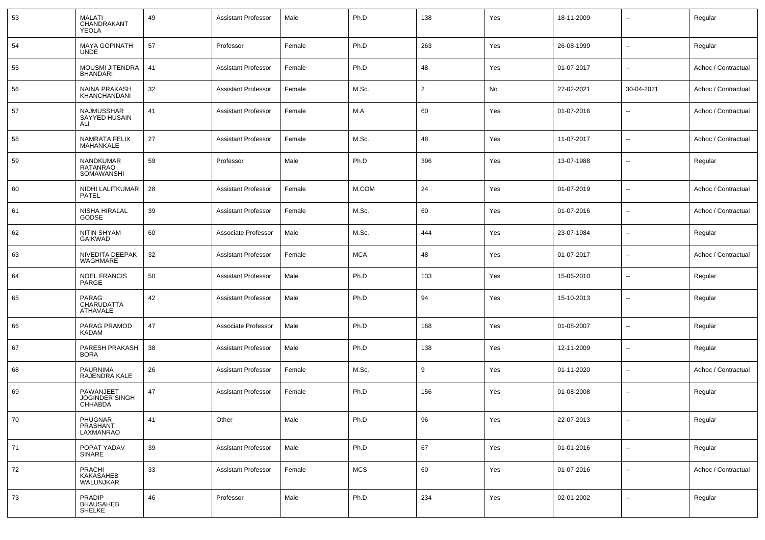| 53 | MALATI CHANDRAKANT YEOLA | 49 | Assistant Professor | Male | Ph.D | 138 | Yes | 18-11-2009 | -- | Regular |
|---|---|---|---|---|---|---|---|---|---|---|
| 54 | MAYA GOPINATH UNDE | 57 | Professor | Female | Ph.D | 263 | Yes | 26-08-1999 | -- | Regular |
| 55 | MOUSMI JITENDRA BHANDARI | 41 | Assistant Professor | Female | Ph.D | 48 | Yes | 01-07-2017 | -- | Adhoc / Contractual |
| 56 | NAINA PRAKASH KHANCHANDANI | 32 | Assistant Professor | Female | M.Sc. | 2 | No | 27-02-2021 | 30-04-2021 | Adhoc / Contractual |
| 57 | NAJMUSSHAR SAYYED HUSAIN ALI | 41 | Assistant Professor | Female | M.A | 60 | Yes | 01-07-2016 | -- | Adhoc / Contractual |
| 58 | NAMRATA FELIX MAHANKALE | 27 | Assistant Professor | Female | M.Sc. | 48 | Yes | 11-07-2017 | -- | Adhoc / Contractual |
| 59 | NANDKUMAR RATANRAO SOMAWANSHI | 59 | Professor | Male | Ph.D | 396 | Yes | 13-07-1988 | -- | Regular |
| 60 | NIDHI LALITKUMAR PATEL | 28 | Assistant Professor | Female | M.COM | 24 | Yes | 01-07-2019 | -- | Adhoc / Contractual |
| 61 | NISHA HIRALAL GODSE | 39 | Assistant Professor | Female | M.Sc. | 60 | Yes | 01-07-2016 | -- | Adhoc / Contractual |
| 62 | NITIN SHYAM GAIKWAD | 60 | Associate Professor | Male | M.Sc. | 444 | Yes | 23-07-1984 | -- | Regular |
| 63 | NIVEDITA DEEPAK WAGHMARE | 32 | Assistant Professor | Female | MCA | 48 | Yes | 01-07-2017 | -- | Adhoc / Contractual |
| 64 | NOEL FRANCIS PARGE | 50 | Assistant Professor | Male | Ph.D | 133 | Yes | 15-06-2010 | -- | Regular |
| 65 | PARAG CHARUDATTA ATHAVALE | 42 | Assistant Professor | Male | Ph.D | 94 | Yes | 15-10-2013 | -- | Regular |
| 66 | PARAG PRAMOD KADAM | 47 | Associate Professor | Male | Ph.D | 168 | Yes | 01-08-2007 | -- | Regular |
| 67 | PARESH PRAKASH BORA | 38 | Assistant Professor | Male | Ph.D | 138 | Yes | 12-11-2009 | -- | Regular |
| 68 | PAURNIMA RAJENDRA KALE | 26 | Assistant Professor | Female | M.Sc. | 9 | Yes | 01-11-2020 | -- | Adhoc / Contractual |
| 69 | PAWANJEET JOGINDER SINGH CHHABDA | 47 | Assistant Professor | Female | Ph.D | 156 | Yes | 01-08-2008 | -- | Regular |
| 70 | PHUGNAR PRASHANT LAXMANRAO | 41 | Other | Male | Ph.D | 96 | Yes | 22-07-2013 | -- | Regular |
| 71 | POPAT YADAV SINARE | 39 | Assistant Professor | Male | Ph.D | 67 | Yes | 01-01-2016 | -- | Regular |
| 72 | PRACHI KAKASAHEB WALUNJKAR | 33 | Assistant Professor | Female | MCS | 60 | Yes | 01-07-2016 | -- | Adhoc / Contractual |
| 73 | PRADIP BHAUSAHEB SHELKE | 46 | Professor | Male | Ph.D | 234 | Yes | 02-01-2002 | -- | Regular |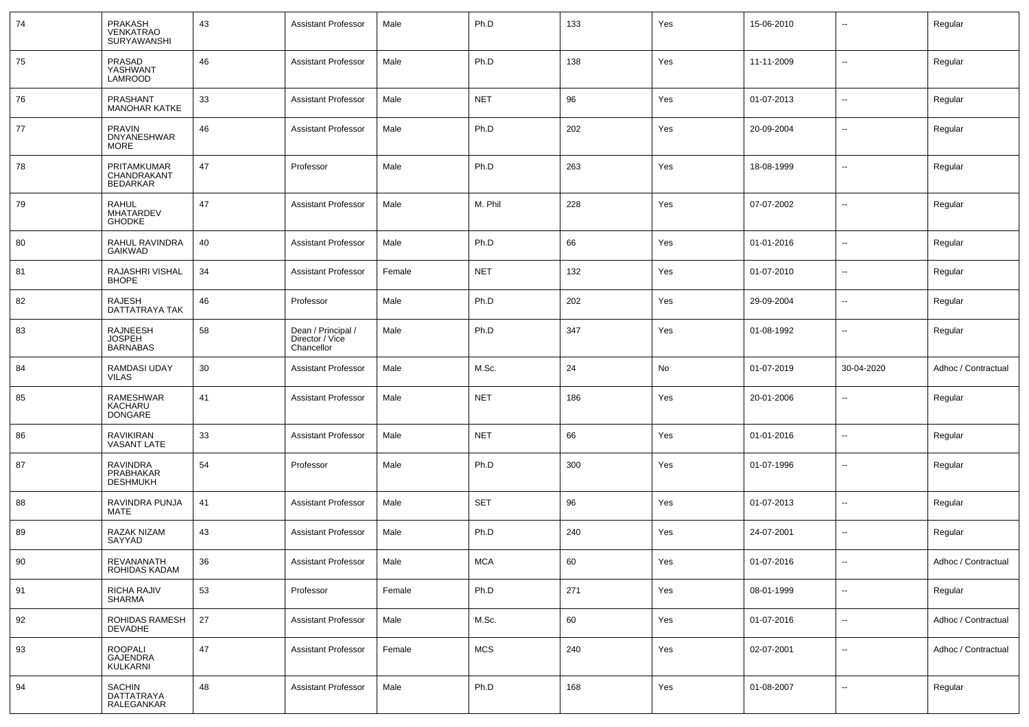| 74 | PRAKASH VENKATRAO SURYAWANSHI | 43 | Assistant Professor | Male | Ph.D | 133 | Yes | 15-06-2010 | -- | Regular |
|---|---|---|---|---|---|---|---|---|---|---|
| 75 | PRASAD YASHWANT LAMROOD | 46 | Assistant Professor | Male | Ph.D | 138 | Yes | 11-11-2009 | -- | Regular |
| 76 | PRASHANT MANOHAR KATKE | 33 | Assistant Professor | Male | NET | 96 | Yes | 01-07-2013 | -- | Regular |
| 77 | PRAVIN DNYANESHWAR MORE | 46 | Assistant Professor | Male | Ph.D | 202 | Yes | 20-09-2004 | -- | Regular |
| 78 | PRITAMKUMAR CHANDRAKANT BEDARKAR | 47 | Professor | Male | Ph.D | 263 | Yes | 18-08-1999 | -- | Regular |
| 79 | RAHUL MHATARDEV GHODKE | 47 | Assistant Professor | Male | M. Phil | 228 | Yes | 07-07-2002 | -- | Regular |
| 80 | RAHUL RAVINDRA GAIKWAD | 40 | Assistant Professor | Male | Ph.D | 66 | Yes | 01-01-2016 | -- | Regular |
| 81 | RAJASHRI VISHAL BHOPE | 34 | Assistant Professor | Female | NET | 132 | Yes | 01-07-2010 | -- | Regular |
| 82 | RAJESH DATTATRAYA TAK | 46 | Professor | Male | Ph.D | 202 | Yes | 29-09-2004 | -- | Regular |
| 83 | RAJNEESH JOSPEH BARNABAS | 58 | Dean / Principal / Director / Vice Chancellor | Male | Ph.D | 347 | Yes | 01-08-1992 | -- | Regular |
| 84 | RAMDASI UDAY VILAS | 30 | Assistant Professor | Male | M.Sc. | 24 | No | 01-07-2019 | 30-04-2020 | Adhoc / Contractual |
| 85 | RAMESHWAR KACHARU DONGARE | 41 | Assistant Professor | Male | NET | 186 | Yes | 20-01-2006 | -- | Regular |
| 86 | RAVIKIRAN VASANT LATE | 33 | Assistant Professor | Male | NET | 66 | Yes | 01-01-2016 | -- | Regular |
| 87 | RAVINDRA PRABHAKAR DESHMUKH | 54 | Professor | Male | Ph.D | 300 | Yes | 01-07-1996 | -- | Regular |
| 88 | RAVINDRA PUNJA MATE | 41 | Assistant Professor | Male | SET | 96 | Yes | 01-07-2013 | -- | Regular |
| 89 | RAZAK NIZAM SAYYAD | 43 | Assistant Professor | Male | Ph.D | 240 | Yes | 24-07-2001 | -- | Regular |
| 90 | REVANANATH ROHIDAS KADAM | 36 | Assistant Professor | Male | MCA | 60 | Yes | 01-07-2016 | -- | Adhoc / Contractual |
| 91 | RICHA RAJIV SHARMA | 53 | Professor | Female | Ph.D | 271 | Yes | 08-01-1999 | -- | Regular |
| 92 | ROHIDAS RAMESH DEVADHE | 27 | Assistant Professor | Male | M.Sc. | 60 | Yes | 01-07-2016 | -- | Adhoc / Contractual |
| 93 | ROOPALI GAJENDRA KULKARNI | 47 | Assistant Professor | Female | MCS | 240 | Yes | 02-07-2001 | -- | Adhoc / Contractual |
| 94 | SACHIN DATTATRAYA RALEGANKAR | 48 | Assistant Professor | Male | Ph.D | 168 | Yes | 01-08-2007 | -- | Regular |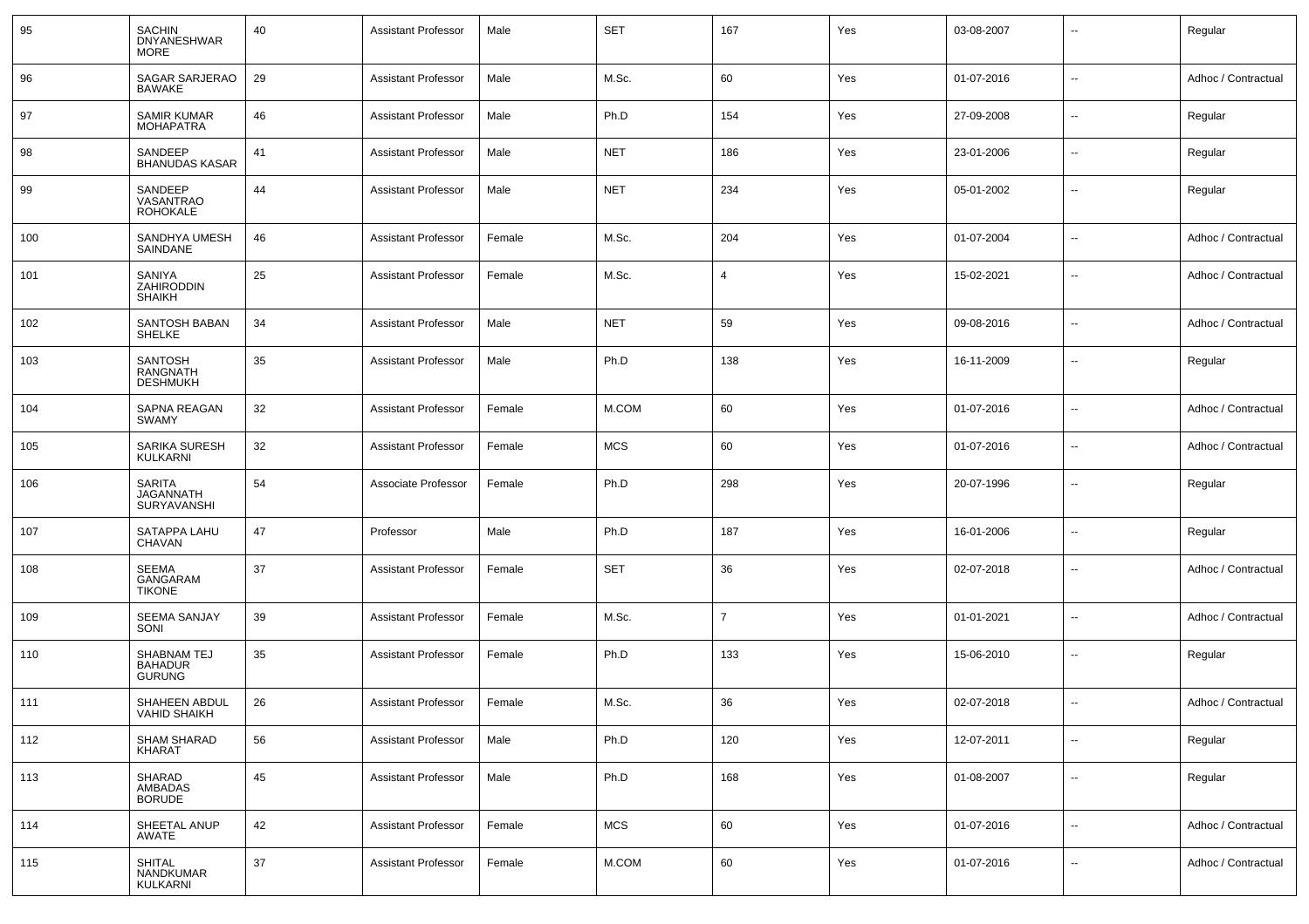| 95 | SACHIN DNYANESHWAR MORE | 40 | Assistant Professor | Male | SET | 167 | Yes | 03-08-2007 | -- | Regular |
|---|---|---|---|---|---|---|---|---|---|---|
| 96 | SAGAR SARJERAO BAWAKE | 29 | Assistant Professor | Male | M.Sc. | 60 | Yes | 01-07-2016 | -- | Adhoc / Contractual |
| 97 | SAMIR KUMAR MOHAPATRA | 46 | Assistant Professor | Male | Ph.D | 154 | Yes | 27-09-2008 | -- | Regular |
| 98 | SANDEEP BHANUDAS KASAR | 41 | Assistant Professor | Male | NET | 186 | Yes | 23-01-2006 | -- | Regular |
| 99 | SANDEEP VASANTRAO ROHOKALE | 44 | Assistant Professor | Male | NET | 234 | Yes | 05-01-2002 | -- | Regular |
| 100 | SANDHYA UMESH SAINDANE | 46 | Assistant Professor | Female | M.Sc. | 204 | Yes | 01-07-2004 | -- | Adhoc / Contractual |
| 101 | SANIYA ZAHIRODDIN SHAIKH | 25 | Assistant Professor | Female | M.Sc. | 4 | Yes | 15-02-2021 | -- | Adhoc / Contractual |
| 102 | SANTOSH BABAN SHELKE | 34 | Assistant Professor | Male | NET | 59 | Yes | 09-08-2016 | -- | Adhoc / Contractual |
| 103 | SANTOSH RANGNATH DESHMUKH | 35 | Assistant Professor | Male | Ph.D | 138 | Yes | 16-11-2009 | -- | Regular |
| 104 | SAPNA REAGAN SWAMY | 32 | Assistant Professor | Female | M.COM | 60 | Yes | 01-07-2016 | -- | Adhoc / Contractual |
| 105 | SARIKA SURESH KULKARNI | 32 | Assistant Professor | Female | MCS | 60 | Yes | 01-07-2016 | -- | Adhoc / Contractual |
| 106 | SARITA JAGANNATH SURYAVANSHI | 54 | Associate Professor | Female | Ph.D | 298 | Yes | 20-07-1996 | -- | Regular |
| 107 | SATAPPA LAHU CHAVAN | 47 | Professor | Male | Ph.D | 187 | Yes | 16-01-2006 | -- | Regular |
| 108 | SEEMA GANGARAM TIKONE | 37 | Assistant Professor | Female | SET | 36 | Yes | 02-07-2018 | -- | Adhoc / Contractual |
| 109 | SEEMA SANJAY SONI | 39 | Assistant Professor | Female | M.Sc. | 7 | Yes | 01-01-2021 | -- | Adhoc / Contractual |
| 110 | SHABNAM TEJ BAHADUR GURUNG | 35 | Assistant Professor | Female | Ph.D | 133 | Yes | 15-06-2010 | -- | Regular |
| 111 | SHAHEEN ABDUL VAHID SHAIKH | 26 | Assistant Professor | Female | M.Sc. | 36 | Yes | 02-07-2018 | -- | Adhoc / Contractual |
| 112 | SHAM SHARAD KHARAT | 56 | Assistant Professor | Male | Ph.D | 120 | Yes | 12-07-2011 | -- | Regular |
| 113 | SHARAD AMBADAS BORUDE | 45 | Assistant Professor | Male | Ph.D | 168 | Yes | 01-08-2007 | -- | Regular |
| 114 | SHEETAL ANUP AWATE | 42 | Assistant Professor | Female | MCS | 60 | Yes | 01-07-2016 | -- | Adhoc / Contractual |
| 115 | SHITAL NANDKUMAR KULKARNI | 37 | Assistant Professor | Female | M.COM | 60 | Yes | 01-07-2016 | -- | Adhoc / Contractual |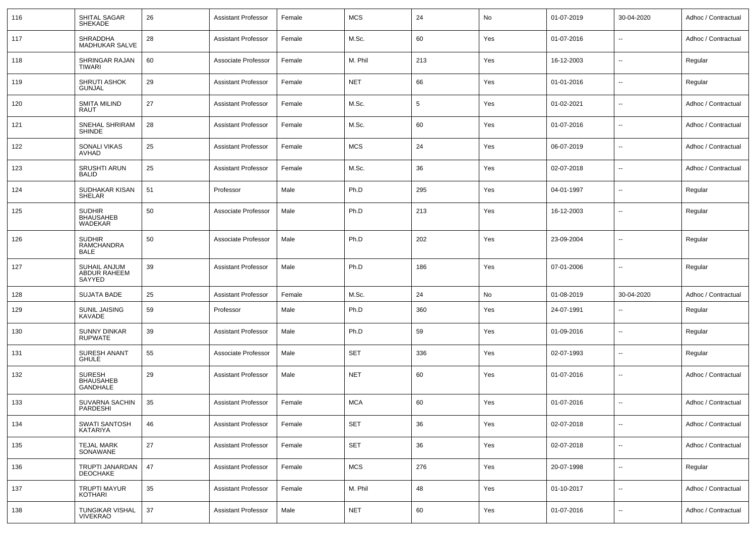| 116 | SHITAL SAGAR SHEKADE | 26 | Assistant Professor | Female | MCS | 24 | No | 01-07-2019 | 30-04-2020 | Adhoc / Contractual |
|---|---|---|---|---|---|---|---|---|---|---|
| 117 | SHRADDHA MADHUKAR SALVE | 28 | Assistant Professor | Female | M.Sc. | 60 | Yes | 01-07-2016 | -- | Adhoc / Contractual |
| 118 | SHRINGAR RAJAN TIWARI | 60 | Associate Professor | Female | M. Phil | 213 | Yes | 16-12-2003 | -- | Regular |
| 119 | SHRUTI ASHOK GUNJAL | 29 | Assistant Professor | Female | NET | 66 | Yes | 01-01-2016 | -- | Regular |
| 120 | SMITA MILIND RAUT | 27 | Assistant Professor | Female | M.Sc. | 5 | Yes | 01-02-2021 | -- | Adhoc / Contractual |
| 121 | SNEHAL SHRIRAM SHINDE | 28 | Assistant Professor | Female | M.Sc. | 60 | Yes | 01-07-2016 | -- | Adhoc / Contractual |
| 122 | SONALI VIKAS AVHAD | 25 | Assistant Professor | Female | MCS | 24 | Yes | 06-07-2019 | -- | Adhoc / Contractual |
| 123 | SRUSHTI ARUN BALID | 25 | Assistant Professor | Female | M.Sc. | 36 | Yes | 02-07-2018 | -- | Adhoc / Contractual |
| 124 | SUDHAKAR KISAN SHELAR | 51 | Professor | Male | Ph.D | 295 | Yes | 04-01-1997 | -- | Regular |
| 125 | SUDHIR BHAUSAHEB WADEKAR | 50 | Associate Professor | Male | Ph.D | 213 | Yes | 16-12-2003 | -- | Regular |
| 126 | SUDHIR RAMCHANDRA BALE | 50 | Associate Professor | Male | Ph.D | 202 | Yes | 23-09-2004 | -- | Regular |
| 127 | SUHAIL ANJUM ABDUR RAHEEM SAYYED | 39 | Assistant Professor | Male | Ph.D | 186 | Yes | 07-01-2006 | -- | Regular |
| 128 | SUJATA BADE | 25 | Assistant Professor | Female | M.Sc. | 24 | No | 01-08-2019 | 30-04-2020 | Adhoc / Contractual |
| 129 | SUNIL JAISING KAVADE | 59 | Professor | Male | Ph.D | 360 | Yes | 24-07-1991 | -- | Regular |
| 130 | SUNNY DINKAR RUPWATE | 39 | Assistant Professor | Male | Ph.D | 59 | Yes | 01-09-2016 | -- | Regular |
| 131 | SURESH ANANT GHULE | 55 | Associate Professor | Male | SET | 336 | Yes | 02-07-1993 | -- | Regular |
| 132 | SURESH BHAUSAHEB GANDHALE | 29 | Assistant Professor | Male | NET | 60 | Yes | 01-07-2016 | -- | Adhoc / Contractual |
| 133 | SUVARNA SACHIN PARDESHI | 35 | Assistant Professor | Female | MCA | 60 | Yes | 01-07-2016 | -- | Adhoc / Contractual |
| 134 | SWATI SANTOSH KATARIYA | 46 | Assistant Professor | Female | SET | 36 | Yes | 02-07-2018 | -- | Adhoc / Contractual |
| 135 | TEJAL MARK SONAWANE | 27 | Assistant Professor | Female | SET | 36 | Yes | 02-07-2018 | -- | Adhoc / Contractual |
| 136 | TRUPTI JANARDAN DEOCHAKE | 47 | Assistant Professor | Female | MCS | 276 | Yes | 20-07-1998 | -- | Regular |
| 137 | TRUPTI MAYUR KOTHARI | 35 | Assistant Professor | Female | M. Phil | 48 | Yes | 01-10-2017 | -- | Adhoc / Contractual |
| 138 | TUNGIKAR VISHAL VIVEKRAO | 37 | Assistant Professor | Male | NET | 60 | Yes | 01-07-2016 | -- | Adhoc / Contractual |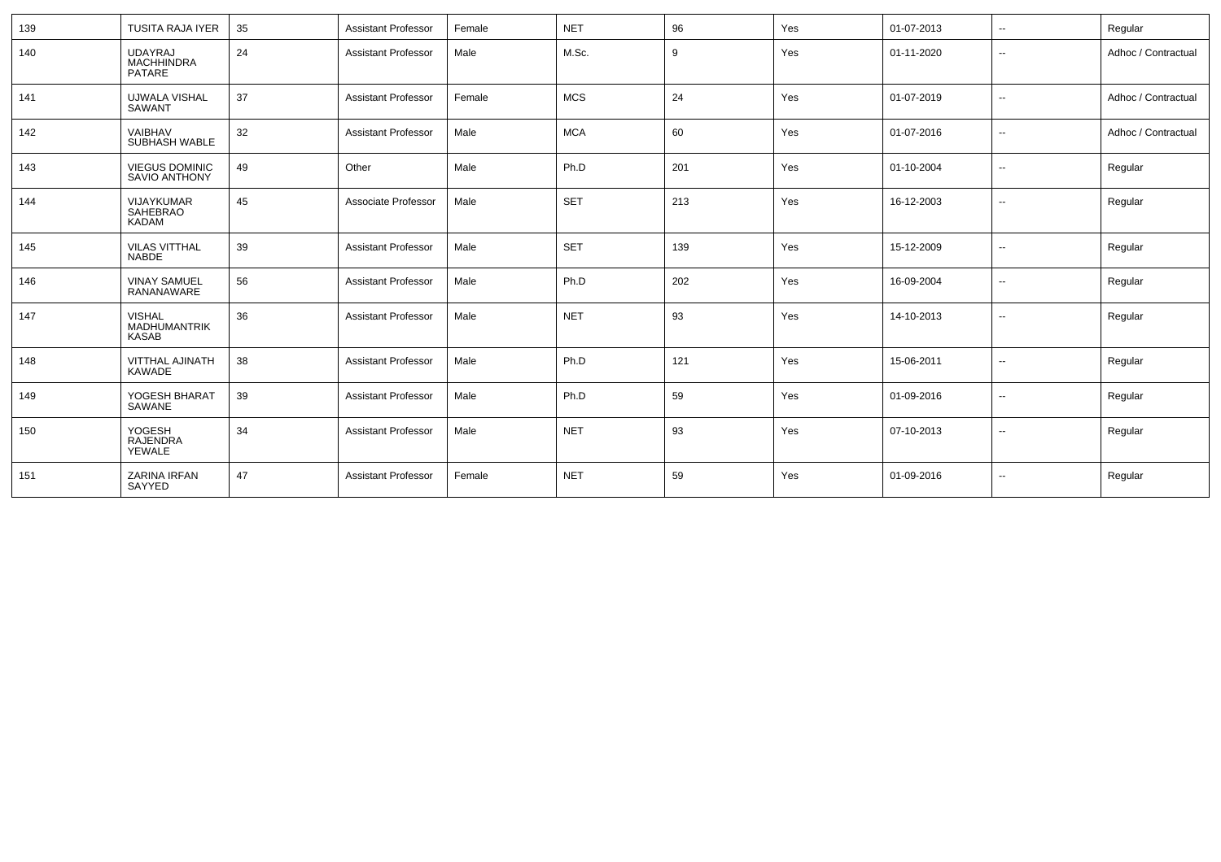| | | | | | | | | | | |
|---|---|---|---|---|---|---|---|---|---|---|
| 139 | TUSITA RAJA IYER | 35 | Assistant Professor | Female | NET | 96 | Yes | 01-07-2013 | -- | Regular |
| 140 | UDAYRAJ MACHHINDRA PATARE | 24 | Assistant Professor | Male | M.Sc. | 9 | Yes | 01-11-2020 | -- | Adhoc / Contractual |
| 141 | UJWALA VISHAL SAWANT | 37 | Assistant Professor | Female | MCS | 24 | Yes | 01-07-2019 | -- | Adhoc / Contractual |
| 142 | VAIBHAV SUBHASH WABLE | 32 | Assistant Professor | Male | MCA | 60 | Yes | 01-07-2016 | -- | Adhoc / Contractual |
| 143 | VIEGUS DOMINIC SAVIO ANTHONY | 49 | Other | Male | Ph.D | 201 | Yes | 01-10-2004 | -- | Regular |
| 144 | VIJAYKUMAR SAHEBRAO KADAM | 45 | Associate Professor | Male | SET | 213 | Yes | 16-12-2003 | -- | Regular |
| 145 | VILAS VITTHAL NABDE | 39 | Assistant Professor | Male | SET | 139 | Yes | 15-12-2009 | -- | Regular |
| 146 | VINAY SAMUEL RANANAWARE | 56 | Assistant Professor | Male | Ph.D | 202 | Yes | 16-09-2004 | -- | Regular |
| 147 | VISHAL MADHUMANTRIK KASAB | 36 | Assistant Professor | Male | NET | 93 | Yes | 14-10-2013 | -- | Regular |
| 148 | VITTHAL AJINATH KAWADE | 38 | Assistant Professor | Male | Ph.D | 121 | Yes | 15-06-2011 | -- | Regular |
| 149 | YOGESH BHARAT SAWANE | 39 | Assistant Professor | Male | Ph.D | 59 | Yes | 01-09-2016 | -- | Regular |
| 150 | YOGESH RAJENDRA YEWALE | 34 | Assistant Professor | Male | NET | 93 | Yes | 07-10-2013 | -- | Regular |
| 151 | ZARINA IRFAN SAYYED | 47 | Assistant Professor | Female | NET | 59 | Yes | 01-09-2016 | -- | Regular |